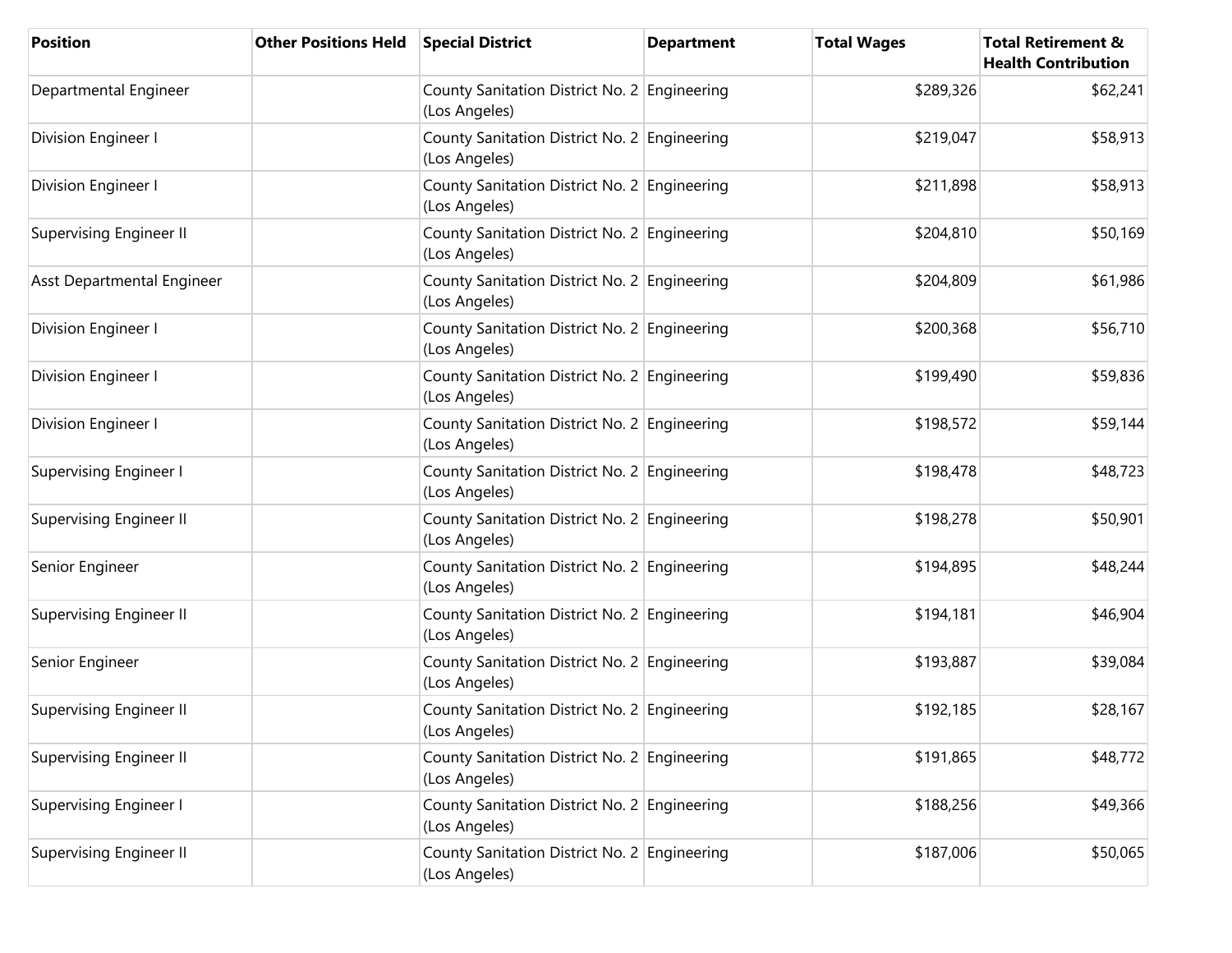| Position | Other Positions Held | Special District | Department | Total Wages | Total Retirement & Health Contribution |
|---|---|---|---|---|---|
| Departmental Engineer | | County Sanitation District No. 2 (Los Angeles) | Engineering | $289,326 | $62,241 |
| Division Engineer I | | County Sanitation District No. 2 (Los Angeles) | Engineering | $219,047 | $58,913 |
| Division Engineer I | | County Sanitation District No. 2 (Los Angeles) | Engineering | $211,898 | $58,913 |
| Supervising Engineer II | | County Sanitation District No. 2 (Los Angeles) | Engineering | $204,810 | $50,169 |
| Asst Departmental Engineer | | County Sanitation District No. 2 (Los Angeles) | Engineering | $204,809 | $61,986 |
| Division Engineer I | | County Sanitation District No. 2 (Los Angeles) | Engineering | $200,368 | $56,710 |
| Division Engineer I | | County Sanitation District No. 2 (Los Angeles) | Engineering | $199,490 | $59,836 |
| Division Engineer I | | County Sanitation District No. 2 (Los Angeles) | Engineering | $198,572 | $59,144 |
| Supervising Engineer I | | County Sanitation District No. 2 (Los Angeles) | Engineering | $198,478 | $48,723 |
| Supervising Engineer II | | County Sanitation District No. 2 (Los Angeles) | Engineering | $198,278 | $50,901 |
| Senior Engineer | | County Sanitation District No. 2 (Los Angeles) | Engineering | $194,895 | $48,244 |
| Supervising Engineer II | | County Sanitation District No. 2 (Los Angeles) | Engineering | $194,181 | $46,904 |
| Senior Engineer | | County Sanitation District No. 2 (Los Angeles) | Engineering | $193,887 | $39,084 |
| Supervising Engineer II | | County Sanitation District No. 2 (Los Angeles) | Engineering | $192,185 | $28,167 |
| Supervising Engineer II | | County Sanitation District No. 2 (Los Angeles) | Engineering | $191,865 | $48,772 |
| Supervising Engineer I | | County Sanitation District No. 2 (Los Angeles) | Engineering | $188,256 | $49,366 |
| Supervising Engineer II | | County Sanitation District No. 2 (Los Angeles) | Engineering | $187,006 | $50,065 |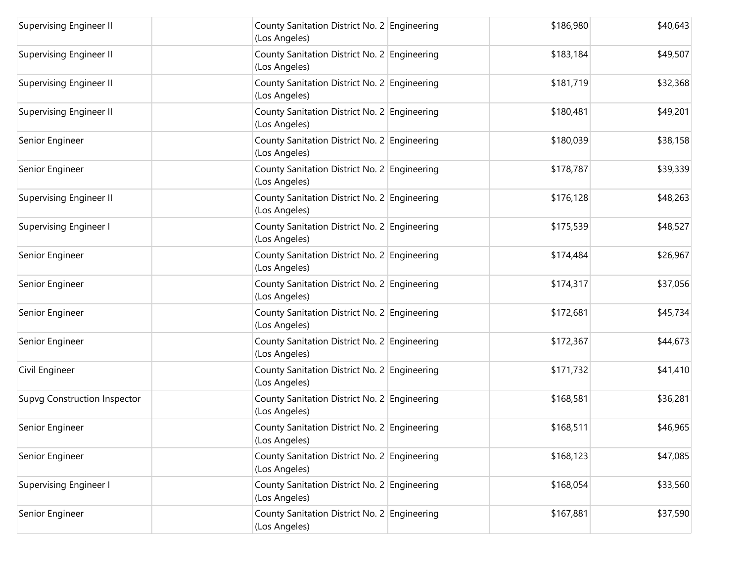| | | | | | |
|---|---|---|---|---|---|
| Supervising Engineer II | | County Sanitation District No. 2 (Los Angeles) | Engineering | $186,980 | $40,643 |
| Supervising Engineer II | | County Sanitation District No. 2 (Los Angeles) | Engineering | $183,184 | $49,507 |
| Supervising Engineer II | | County Sanitation District No. 2 (Los Angeles) | Engineering | $181,719 | $32,368 |
| Supervising Engineer II | | County Sanitation District No. 2 (Los Angeles) | Engineering | $180,481 | $49,201 |
| Senior Engineer | | County Sanitation District No. 2 (Los Angeles) | Engineering | $180,039 | $38,158 |
| Senior Engineer | | County Sanitation District No. 2 (Los Angeles) | Engineering | $178,787 | $39,339 |
| Supervising Engineer II | | County Sanitation District No. 2 (Los Angeles) | Engineering | $176,128 | $48,263 |
| Supervising Engineer I | | County Sanitation District No. 2 (Los Angeles) | Engineering | $175,539 | $48,527 |
| Senior Engineer | | County Sanitation District No. 2 (Los Angeles) | Engineering | $174,484 | $26,967 |
| Senior Engineer | | County Sanitation District No. 2 (Los Angeles) | Engineering | $174,317 | $37,056 |
| Senior Engineer | | County Sanitation District No. 2 (Los Angeles) | Engineering | $172,681 | $45,734 |
| Senior Engineer | | County Sanitation District No. 2 (Los Angeles) | Engineering | $172,367 | $44,673 |
| Civil Engineer | | County Sanitation District No. 2 (Los Angeles) | Engineering | $171,732 | $41,410 |
| Supvg Construction Inspector | | County Sanitation District No. 2 (Los Angeles) | Engineering | $168,581 | $36,281 |
| Senior Engineer | | County Sanitation District No. 2 (Los Angeles) | Engineering | $168,511 | $46,965 |
| Senior Engineer | | County Sanitation District No. 2 (Los Angeles) | Engineering | $168,123 | $47,085 |
| Supervising Engineer I | | County Sanitation District No. 2 (Los Angeles) | Engineering | $168,054 | $33,560 |
| Senior Engineer | | County Sanitation District No. 2 (Los Angeles) | Engineering | $167,881 | $37,590 |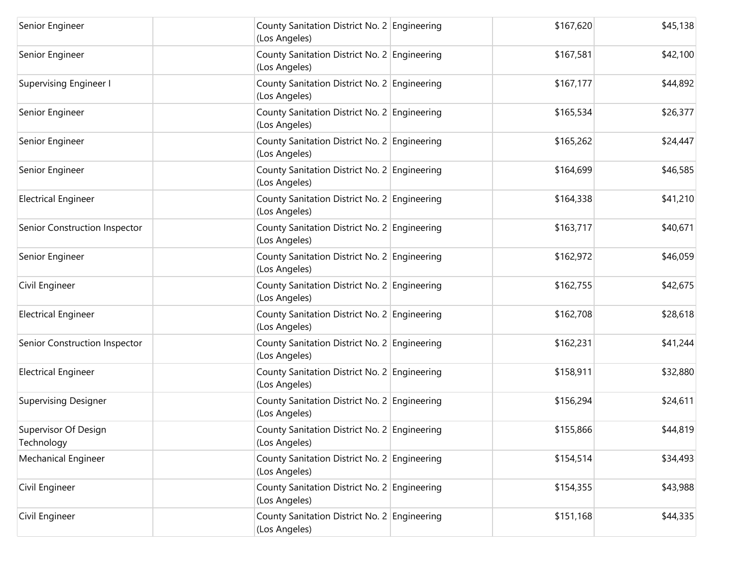| | | | | | |
|---|---|---|---|---|---|
| Senior Engineer | | County Sanitation District No. 2 (Los Angeles) | Engineering | $167,620 | $45,138 |
| Senior Engineer | | County Sanitation District No. 2 (Los Angeles) | Engineering | $167,581 | $42,100 |
| Supervising Engineer I | | County Sanitation District No. 2 (Los Angeles) | Engineering | $167,177 | $44,892 |
| Senior Engineer | | County Sanitation District No. 2 (Los Angeles) | Engineering | $165,534 | $26,377 |
| Senior Engineer | | County Sanitation District No. 2 (Los Angeles) | Engineering | $165,262 | $24,447 |
| Senior Engineer | | County Sanitation District No. 2 (Los Angeles) | Engineering | $164,699 | $46,585 |
| Electrical Engineer | | County Sanitation District No. 2 (Los Angeles) | Engineering | $164,338 | $41,210 |
| Senior Construction Inspector | | County Sanitation District No. 2 (Los Angeles) | Engineering | $163,717 | $40,671 |
| Senior Engineer | | County Sanitation District No. 2 (Los Angeles) | Engineering | $162,972 | $46,059 |
| Civil Engineer | | County Sanitation District No. 2 (Los Angeles) | Engineering | $162,755 | $42,675 |
| Electrical Engineer | | County Sanitation District No. 2 (Los Angeles) | Engineering | $162,708 | $28,618 |
| Senior Construction Inspector | | County Sanitation District No. 2 (Los Angeles) | Engineering | $162,231 | $41,244 |
| Electrical Engineer | | County Sanitation District No. 2 (Los Angeles) | Engineering | $158,911 | $32,880 |
| Supervising Designer | | County Sanitation District No. 2 (Los Angeles) | Engineering | $156,294 | $24,611 |
| Supervisor Of Design Technology | | County Sanitation District No. 2 (Los Angeles) | Engineering | $155,866 | $44,819 |
| Mechanical Engineer | | County Sanitation District No. 2 (Los Angeles) | Engineering | $154,514 | $34,493 |
| Civil Engineer | | County Sanitation District No. 2 (Los Angeles) | Engineering | $154,355 | $43,988 |
| Civil Engineer | | County Sanitation District No. 2 (Los Angeles) | Engineering | $151,168 | $44,335 |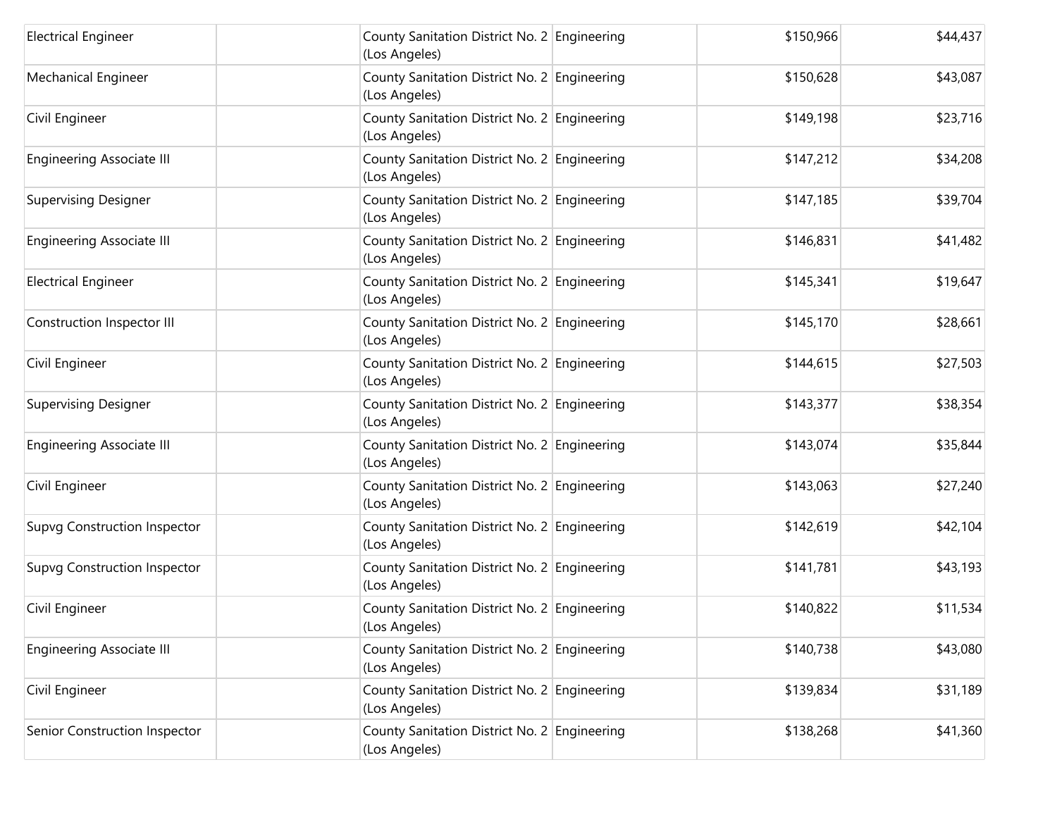| | | | | | |
|---|---|---|---|---|---|
| Electrical Engineer | | County Sanitation District No. 2 (Los Angeles) | Engineering | $150,966 | $44,437 |
| Mechanical Engineer | | County Sanitation District No. 2 (Los Angeles) | Engineering | $150,628 | $43,087 |
| Civil Engineer | | County Sanitation District No. 2 (Los Angeles) | Engineering | $149,198 | $23,716 |
| Engineering Associate III | | County Sanitation District No. 2 (Los Angeles) | Engineering | $147,212 | $34,208 |
| Supervising Designer | | County Sanitation District No. 2 (Los Angeles) | Engineering | $147,185 | $39,704 |
| Engineering Associate III | | County Sanitation District No. 2 (Los Angeles) | Engineering | $146,831 | $41,482 |
| Electrical Engineer | | County Sanitation District No. 2 (Los Angeles) | Engineering | $145,341 | $19,647 |
| Construction Inspector III | | County Sanitation District No. 2 (Los Angeles) | Engineering | $145,170 | $28,661 |
| Civil Engineer | | County Sanitation District No. 2 (Los Angeles) | Engineering | $144,615 | $27,503 |
| Supervising Designer | | County Sanitation District No. 2 (Los Angeles) | Engineering | $143,377 | $38,354 |
| Engineering Associate III | | County Sanitation District No. 2 (Los Angeles) | Engineering | $143,074 | $35,844 |
| Civil Engineer | | County Sanitation District No. 2 (Los Angeles) | Engineering | $143,063 | $27,240 |
| Supvg Construction Inspector | | County Sanitation District No. 2 (Los Angeles) | Engineering | $142,619 | $42,104 |
| Supvg Construction Inspector | | County Sanitation District No. 2 (Los Angeles) | Engineering | $141,781 | $43,193 |
| Civil Engineer | | County Sanitation District No. 2 (Los Angeles) | Engineering | $140,822 | $11,534 |
| Engineering Associate III | | County Sanitation District No. 2 (Los Angeles) | Engineering | $140,738 | $43,080 |
| Civil Engineer | | County Sanitation District No. 2 (Los Angeles) | Engineering | $139,834 | $31,189 |
| Senior Construction Inspector | | County Sanitation District No. 2 (Los Angeles) | Engineering | $138,268 | $41,360 |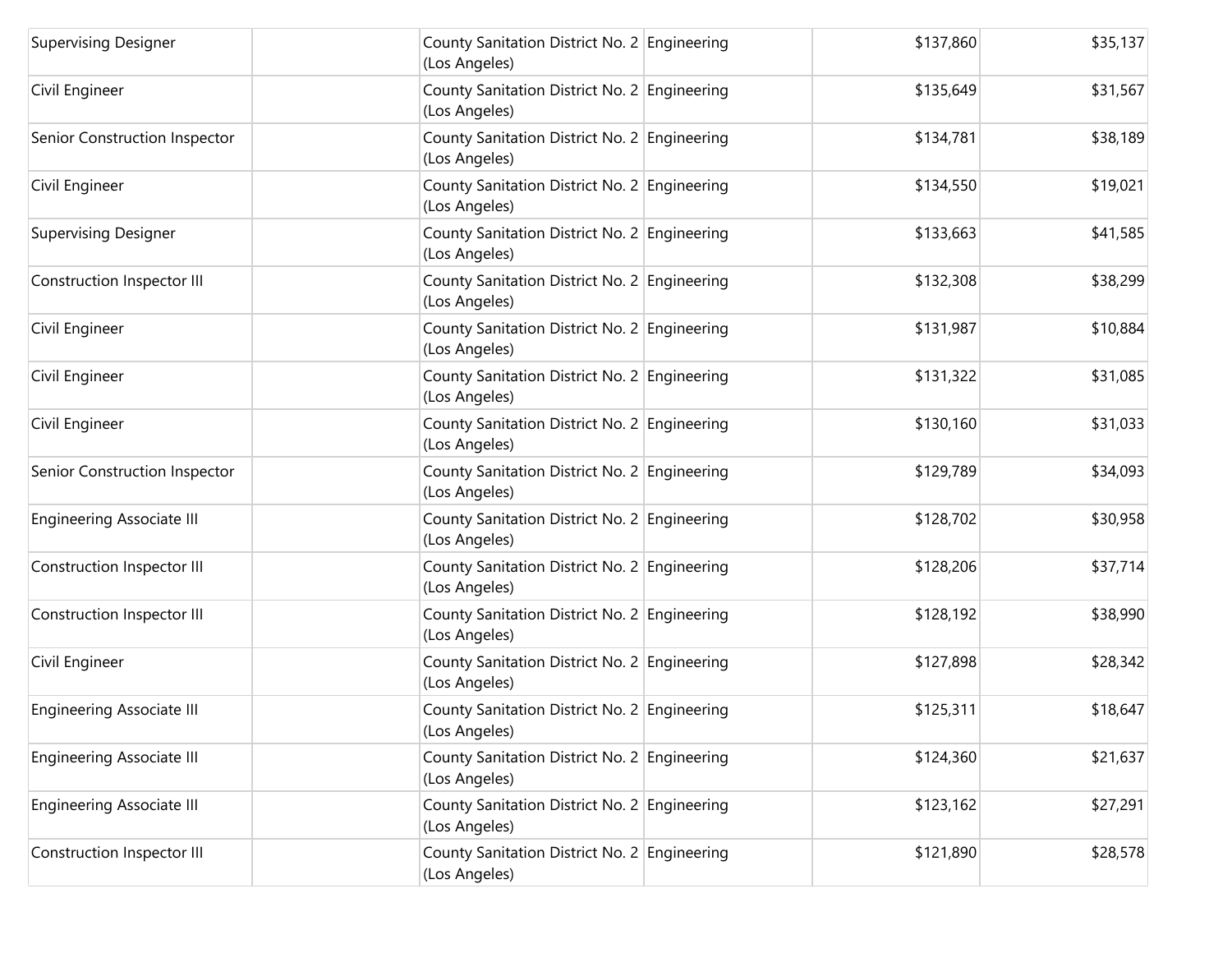| | | | | | |
|---|---|---|---|---|---|
| Supervising Designer | | County Sanitation District No. 2 (Los Angeles) | Engineering | $137,860 | $35,137 |
| Civil Engineer | | County Sanitation District No. 2 (Los Angeles) | Engineering | $135,649 | $31,567 |
| Senior Construction Inspector | | County Sanitation District No. 2 (Los Angeles) | Engineering | $134,781 | $38,189 |
| Civil Engineer | | County Sanitation District No. 2 (Los Angeles) | Engineering | $134,550 | $19,021 |
| Supervising Designer | | County Sanitation District No. 2 (Los Angeles) | Engineering | $133,663 | $41,585 |
| Construction Inspector III | | County Sanitation District No. 2 (Los Angeles) | Engineering | $132,308 | $38,299 |
| Civil Engineer | | County Sanitation District No. 2 (Los Angeles) | Engineering | $131,987 | $10,884 |
| Civil Engineer | | County Sanitation District No. 2 (Los Angeles) | Engineering | $131,322 | $31,085 |
| Civil Engineer | | County Sanitation District No. 2 (Los Angeles) | Engineering | $130,160 | $31,033 |
| Senior Construction Inspector | | County Sanitation District No. 2 (Los Angeles) | Engineering | $129,789 | $34,093 |
| Engineering Associate III | | County Sanitation District No. 2 (Los Angeles) | Engineering | $128,702 | $30,958 |
| Construction Inspector III | | County Sanitation District No. 2 (Los Angeles) | Engineering | $128,206 | $37,714 |
| Construction Inspector III | | County Sanitation District No. 2 (Los Angeles) | Engineering | $128,192 | $38,990 |
| Civil Engineer | | County Sanitation District No. 2 (Los Angeles) | Engineering | $127,898 | $28,342 |
| Engineering Associate III | | County Sanitation District No. 2 (Los Angeles) | Engineering | $125,311 | $18,647 |
| Engineering Associate III | | County Sanitation District No. 2 (Los Angeles) | Engineering | $124,360 | $21,637 |
| Engineering Associate III | | County Sanitation District No. 2 (Los Angeles) | Engineering | $123,162 | $27,291 |
| Construction Inspector III | | County Sanitation District No. 2 (Los Angeles) | Engineering | $121,890 | $28,578 |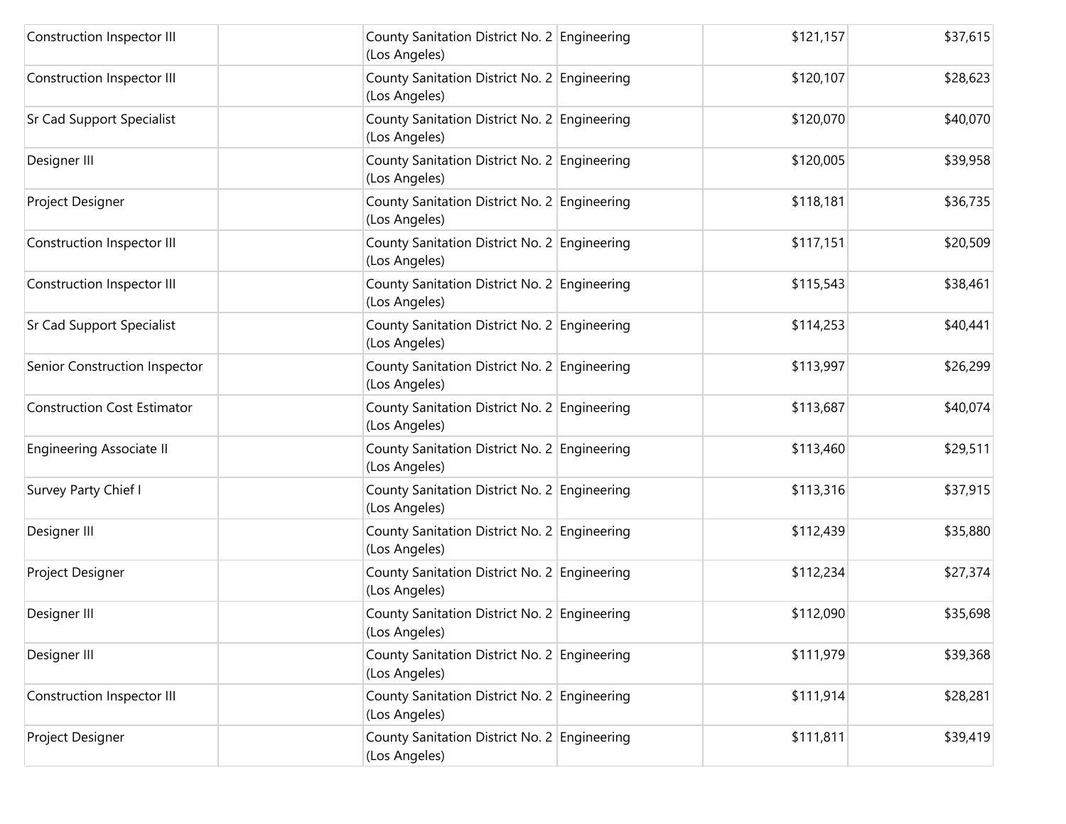| | | | | | |
|---|---|---|---|---|---|
| Construction Inspector III | | County Sanitation District No. 2 (Los Angeles) | Engineering | $121,157 | $37,615 |
| Construction Inspector III | | County Sanitation District No. 2 (Los Angeles) | Engineering | $120,107 | $28,623 |
| Sr Cad Support Specialist | | County Sanitation District No. 2 (Los Angeles) | Engineering | $120,070 | $40,070 |
| Designer III | | County Sanitation District No. 2 (Los Angeles) | Engineering | $120,005 | $39,958 |
| Project Designer | | County Sanitation District No. 2 (Los Angeles) | Engineering | $118,181 | $36,735 |
| Construction Inspector III | | County Sanitation District No. 2 (Los Angeles) | Engineering | $117,151 | $20,509 |
| Construction Inspector III | | County Sanitation District No. 2 (Los Angeles) | Engineering | $115,543 | $38,461 |
| Sr Cad Support Specialist | | County Sanitation District No. 2 (Los Angeles) | Engineering | $114,253 | $40,441 |
| Senior Construction Inspector | | County Sanitation District No. 2 (Los Angeles) | Engineering | $113,997 | $26,299 |
| Construction Cost Estimator | | County Sanitation District No. 2 (Los Angeles) | Engineering | $113,687 | $40,074 |
| Engineering Associate II | | County Sanitation District No. 2 (Los Angeles) | Engineering | $113,460 | $29,511 |
| Survey Party Chief I | | County Sanitation District No. 2 (Los Angeles) | Engineering | $113,316 | $37,915 |
| Designer III | | County Sanitation District No. 2 (Los Angeles) | Engineering | $112,439 | $35,880 |
| Project Designer | | County Sanitation District No. 2 (Los Angeles) | Engineering | $112,234 | $27,374 |
| Designer III | | County Sanitation District No. 2 (Los Angeles) | Engineering | $112,090 | $35,698 |
| Designer III | | County Sanitation District No. 2 (Los Angeles) | Engineering | $111,979 | $39,368 |
| Construction Inspector III | | County Sanitation District No. 2 (Los Angeles) | Engineering | $111,914 | $28,281 |
| Project Designer | | County Sanitation District No. 2 (Los Angeles) | Engineering | $111,811 | $39,419 |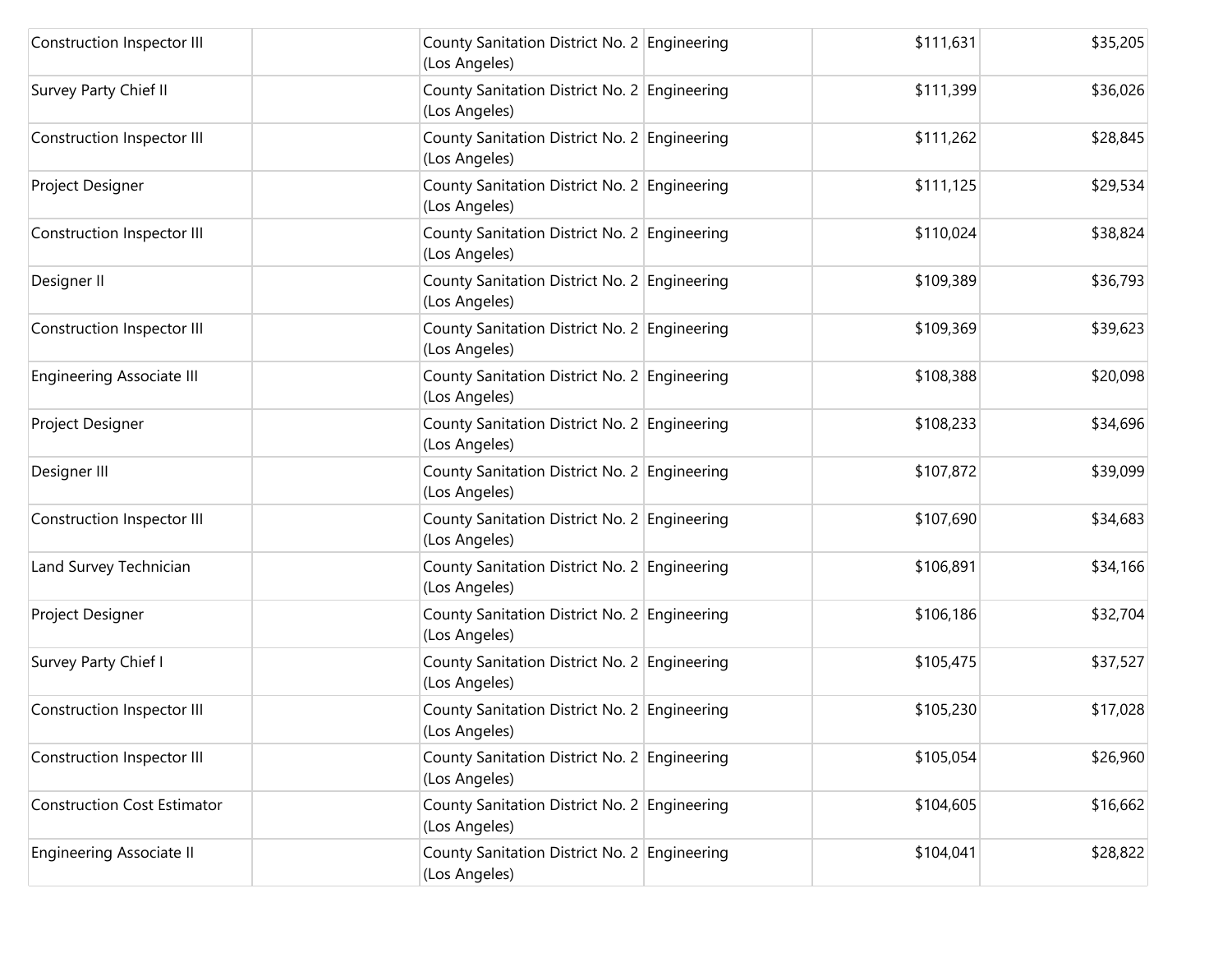| | | | | | |
|---|---|---|---|---|---|
| Construction Inspector III | | County Sanitation District No. 2 (Los Angeles) | Engineering | $111,631 | $35,205 |
| Survey Party Chief II | | County Sanitation District No. 2 (Los Angeles) | Engineering | $111,399 | $36,026 |
| Construction Inspector III | | County Sanitation District No. 2 (Los Angeles) | Engineering | $111,262 | $28,845 |
| Project Designer | | County Sanitation District No. 2 (Los Angeles) | Engineering | $111,125 | $29,534 |
| Construction Inspector III | | County Sanitation District No. 2 (Los Angeles) | Engineering | $110,024 | $38,824 |
| Designer II | | County Sanitation District No. 2 (Los Angeles) | Engineering | $109,389 | $36,793 |
| Construction Inspector III | | County Sanitation District No. 2 (Los Angeles) | Engineering | $109,369 | $39,623 |
| Engineering Associate III | | County Sanitation District No. 2 (Los Angeles) | Engineering | $108,388 | $20,098 |
| Project Designer | | County Sanitation District No. 2 (Los Angeles) | Engineering | $108,233 | $34,696 |
| Designer III | | County Sanitation District No. 2 (Los Angeles) | Engineering | $107,872 | $39,099 |
| Construction Inspector III | | County Sanitation District No. 2 (Los Angeles) | Engineering | $107,690 | $34,683 |
| Land Survey Technician | | County Sanitation District No. 2 (Los Angeles) | Engineering | $106,891 | $34,166 |
| Project Designer | | County Sanitation District No. 2 (Los Angeles) | Engineering | $106,186 | $32,704 |
| Survey Party Chief I | | County Sanitation District No. 2 (Los Angeles) | Engineering | $105,475 | $37,527 |
| Construction Inspector III | | County Sanitation District No. 2 (Los Angeles) | Engineering | $105,230 | $17,028 |
| Construction Inspector III | | County Sanitation District No. 2 (Los Angeles) | Engineering | $105,054 | $26,960 |
| Construction Cost Estimator | | County Sanitation District No. 2 (Los Angeles) | Engineering | $104,605 | $16,662 |
| Engineering Associate II | | County Sanitation District No. 2 (Los Angeles) | Engineering | $104,041 | $28,822 |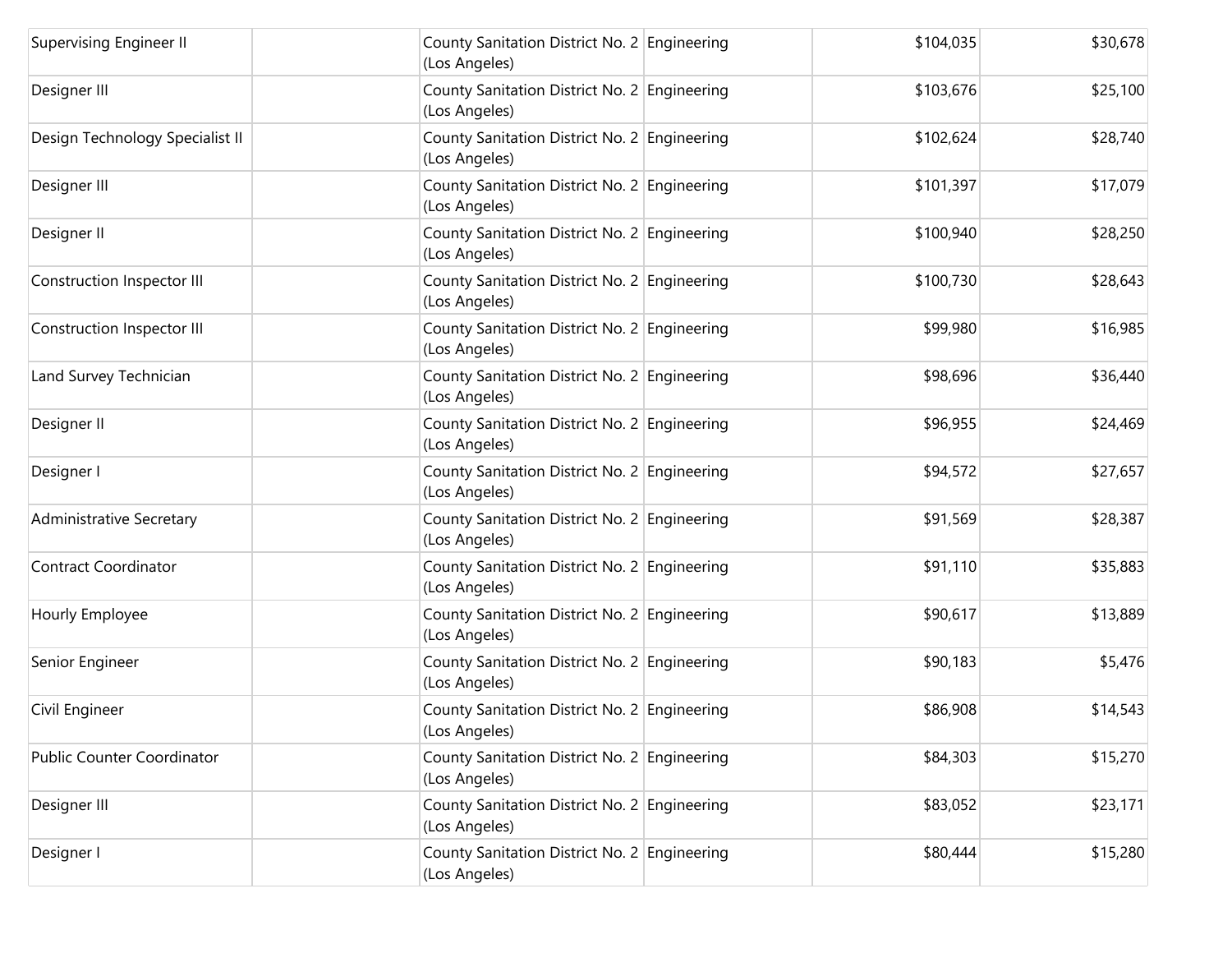| | | | | | |
|---|---|---|---|---|---|
| Supervising Engineer II | | County Sanitation District No. 2 (Los Angeles) | Engineering | $104,035 | $30,678 |
| Designer III | | County Sanitation District No. 2 (Los Angeles) | Engineering | $103,676 | $25,100 |
| Design Technology Specialist II | | County Sanitation District No. 2 (Los Angeles) | Engineering | $102,624 | $28,740 |
| Designer III | | County Sanitation District No. 2 (Los Angeles) | Engineering | $101,397 | $17,079 |
| Designer II | | County Sanitation District No. 2 (Los Angeles) | Engineering | $100,940 | $28,250 |
| Construction Inspector III | | County Sanitation District No. 2 (Los Angeles) | Engineering | $100,730 | $28,643 |
| Construction Inspector III | | County Sanitation District No. 2 (Los Angeles) | Engineering | $99,980 | $16,985 |
| Land Survey Technician | | County Sanitation District No. 2 (Los Angeles) | Engineering | $98,696 | $36,440 |
| Designer II | | County Sanitation District No. 2 (Los Angeles) | Engineering | $96,955 | $24,469 |
| Designer I | | County Sanitation District No. 2 (Los Angeles) | Engineering | $94,572 | $27,657 |
| Administrative Secretary | | County Sanitation District No. 2 (Los Angeles) | Engineering | $91,569 | $28,387 |
| Contract Coordinator | | County Sanitation District No. 2 (Los Angeles) | Engineering | $91,110 | $35,883 |
| Hourly Employee | | County Sanitation District No. 2 (Los Angeles) | Engineering | $90,617 | $13,889 |
| Senior Engineer | | County Sanitation District No. 2 (Los Angeles) | Engineering | $90,183 | $5,476 |
| Civil Engineer | | County Sanitation District No. 2 (Los Angeles) | Engineering | $86,908 | $14,543 |
| Public Counter Coordinator | | County Sanitation District No. 2 (Los Angeles) | Engineering | $84,303 | $15,270 |
| Designer III | | County Sanitation District No. 2 (Los Angeles) | Engineering | $83,052 | $23,171 |
| Designer I | | County Sanitation District No. 2 (Los Angeles) | Engineering | $80,444 | $15,280 |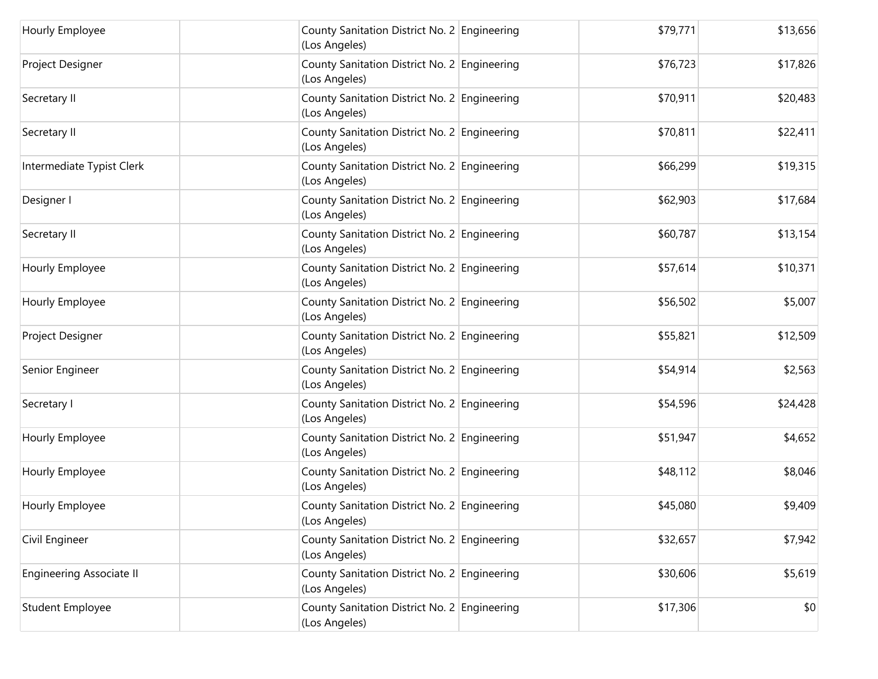| | | | | | |
|---|---|---|---|---|---|
| Hourly Employee | | County Sanitation District No. 2 (Los Angeles) | Engineering | $79,771 | $13,656 |
| Project Designer | | County Sanitation District No. 2 (Los Angeles) | Engineering | $76,723 | $17,826 |
| Secretary II | | County Sanitation District No. 2 (Los Angeles) | Engineering | $70,911 | $20,483 |
| Secretary II | | County Sanitation District No. 2 (Los Angeles) | Engineering | $70,811 | $22,411 |
| Intermediate Typist Clerk | | County Sanitation District No. 2 (Los Angeles) | Engineering | $66,299 | $19,315 |
| Designer I | | County Sanitation District No. 2 (Los Angeles) | Engineering | $62,903 | $17,684 |
| Secretary II | | County Sanitation District No. 2 (Los Angeles) | Engineering | $60,787 | $13,154 |
| Hourly Employee | | County Sanitation District No. 2 (Los Angeles) | Engineering | $57,614 | $10,371 |
| Hourly Employee | | County Sanitation District No. 2 (Los Angeles) | Engineering | $56,502 | $5,007 |
| Project Designer | | County Sanitation District No. 2 (Los Angeles) | Engineering | $55,821 | $12,509 |
| Senior Engineer | | County Sanitation District No. 2 (Los Angeles) | Engineering | $54,914 | $2,563 |
| Secretary I | | County Sanitation District No. 2 (Los Angeles) | Engineering | $54,596 | $24,428 |
| Hourly Employee | | County Sanitation District No. 2 (Los Angeles) | Engineering | $51,947 | $4,652 |
| Hourly Employee | | County Sanitation District No. 2 (Los Angeles) | Engineering | $48,112 | $8,046 |
| Hourly Employee | | County Sanitation District No. 2 (Los Angeles) | Engineering | $45,080 | $9,409 |
| Civil Engineer | | County Sanitation District No. 2 (Los Angeles) | Engineering | $32,657 | $7,942 |
| Engineering Associate II | | County Sanitation District No. 2 (Los Angeles) | Engineering | $30,606 | $5,619 |
| Student Employee | | County Sanitation District No. 2 (Los Angeles) | Engineering | $17,306 | $0 |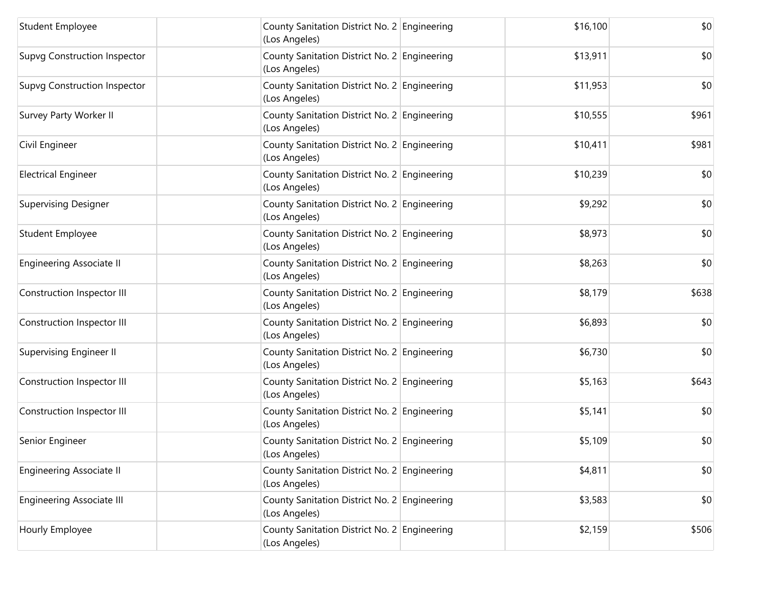| | | | | | |
|---|---|---|---|---|---|
| Student Employee | | County Sanitation District No. 2 (Los Angeles) | Engineering | $16,100 | $0 |
| Supvg Construction Inspector | | County Sanitation District No. 2 (Los Angeles) | Engineering | $13,911 | $0 |
| Supvg Construction Inspector | | County Sanitation District No. 2 (Los Angeles) | Engineering | $11,953 | $0 |
| Survey Party Worker II | | County Sanitation District No. 2 (Los Angeles) | Engineering | $10,555 | $961 |
| Civil Engineer | | County Sanitation District No. 2 (Los Angeles) | Engineering | $10,411 | $981 |
| Electrical Engineer | | County Sanitation District No. 2 (Los Angeles) | Engineering | $10,239 | $0 |
| Supervising Designer | | County Sanitation District No. 2 (Los Angeles) | Engineering | $9,292 | $0 |
| Student Employee | | County Sanitation District No. 2 (Los Angeles) | Engineering | $8,973 | $0 |
| Engineering Associate II | | County Sanitation District No. 2 (Los Angeles) | Engineering | $8,263 | $0 |
| Construction Inspector III | | County Sanitation District No. 2 (Los Angeles) | Engineering | $8,179 | $638 |
| Construction Inspector III | | County Sanitation District No. 2 (Los Angeles) | Engineering | $6,893 | $0 |
| Supervising Engineer II | | County Sanitation District No. 2 (Los Angeles) | Engineering | $6,730 | $0 |
| Construction Inspector III | | County Sanitation District No. 2 (Los Angeles) | Engineering | $5,163 | $643 |
| Construction Inspector III | | County Sanitation District No. 2 (Los Angeles) | Engineering | $5,141 | $0 |
| Senior Engineer | | County Sanitation District No. 2 (Los Angeles) | Engineering | $5,109 | $0 |
| Engineering Associate II | | County Sanitation District No. 2 (Los Angeles) | Engineering | $4,811 | $0 |
| Engineering Associate III | | County Sanitation District No. 2 (Los Angeles) | Engineering | $3,583 | $0 |
| Hourly Employee | | County Sanitation District No. 2 (Los Angeles) | Engineering | $2,159 | $506 |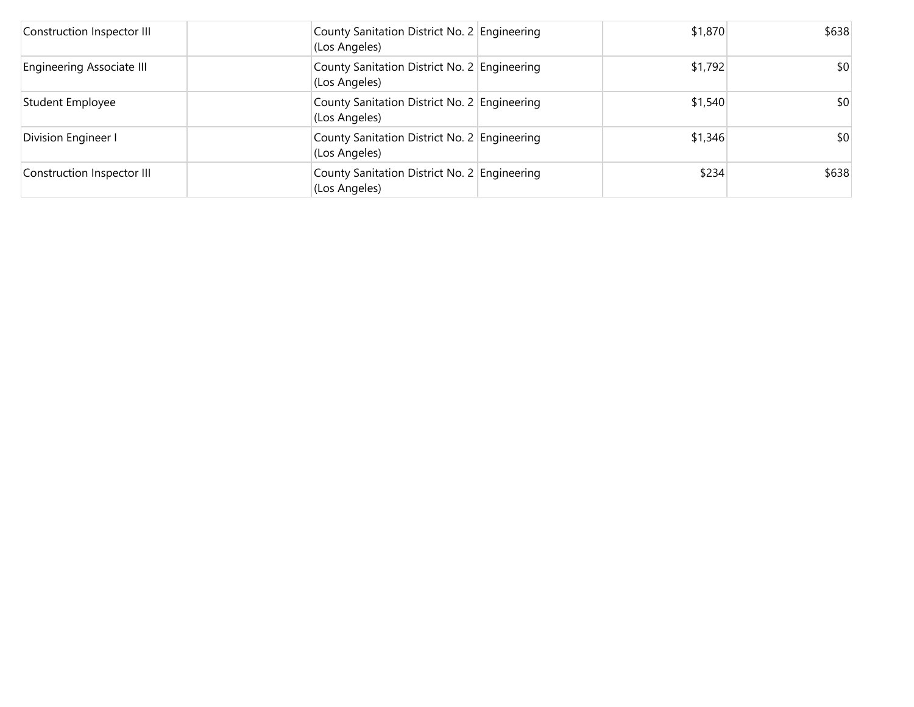| | | | | | |
|---|---|---|---|---|---|
| Construction Inspector III | | County Sanitation District No. 2 (Los Angeles) | Engineering | $1,870 | $638 |
| Engineering Associate III | | County Sanitation District No. 2 (Los Angeles) | Engineering | $1,792 | $0 |
| Student Employee | | County Sanitation District No. 2 (Los Angeles) | Engineering | $1,540 | $0 |
| Division Engineer I | | County Sanitation District No. 2 (Los Angeles) | Engineering | $1,346 | $0 |
| Construction Inspector III | | County Sanitation District No. 2 (Los Angeles) | Engineering | $234 | $638 |